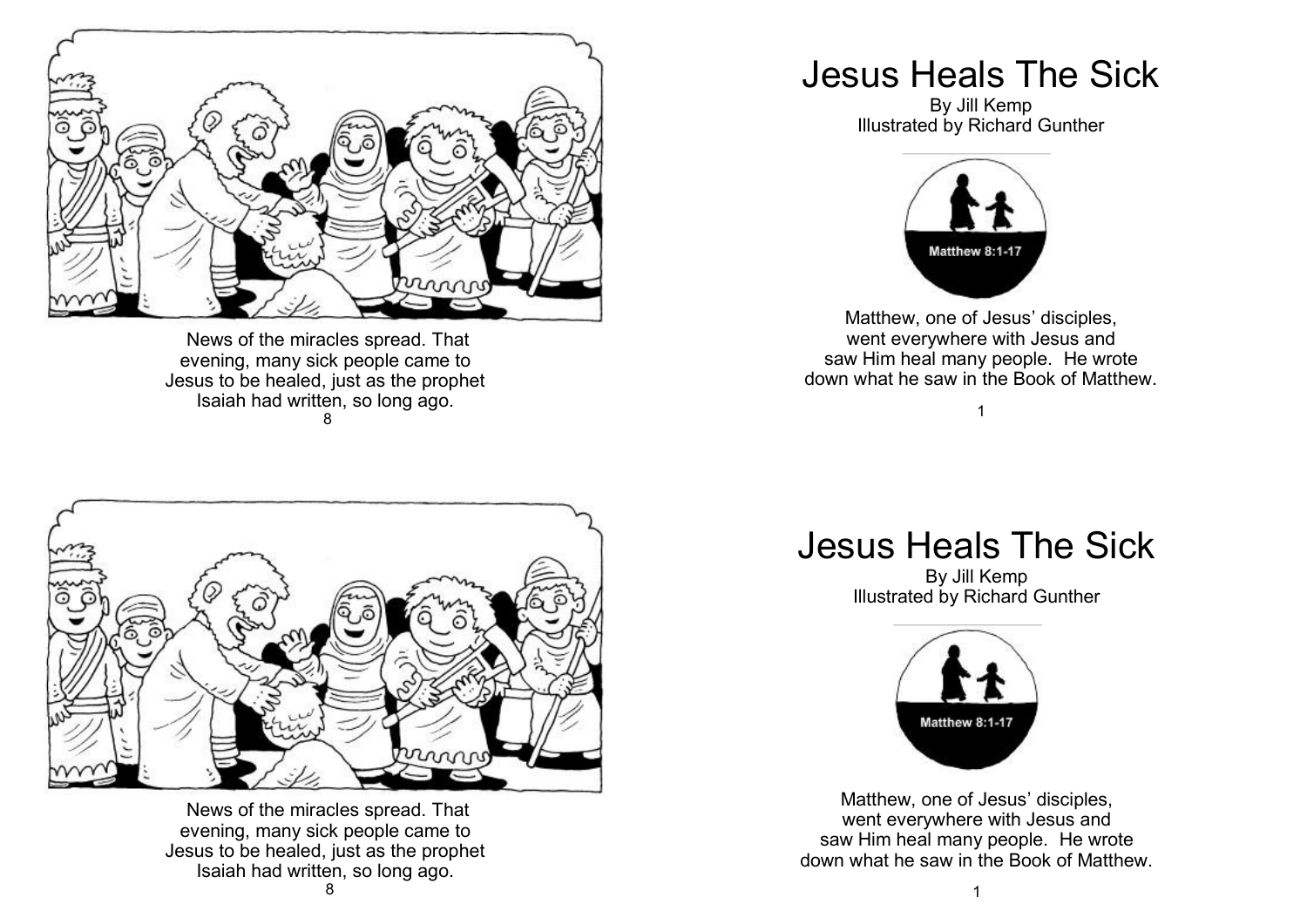News of the miracles spread. That evening, many sick people came to Jesus to be healed, just as the prophet Isaiah had written, so long ago.

# Jesus Heals The Sick

By Jill Kemp
Illustrated by Richard Gunther

Matthew 8:1-17

Matthew, one of Jesus' disciples, went everywhere with Jesus and saw Him heal many people. He wrote down what he saw in the Book of Matthew.

News of the miracles spread. That evening, many sick people came to Jesus to be healed, just as the prophet Isaiah had written, so long ago.

# Jesus Heals The Sick

By Jill Kemp
Illustrated by Richard Gunther

Matthew 8:1-17

Matthew, one of Jesus' disciples, went everywhere with Jesus and saw Him heal many people. He wrote down what he saw in the Book of Matthew.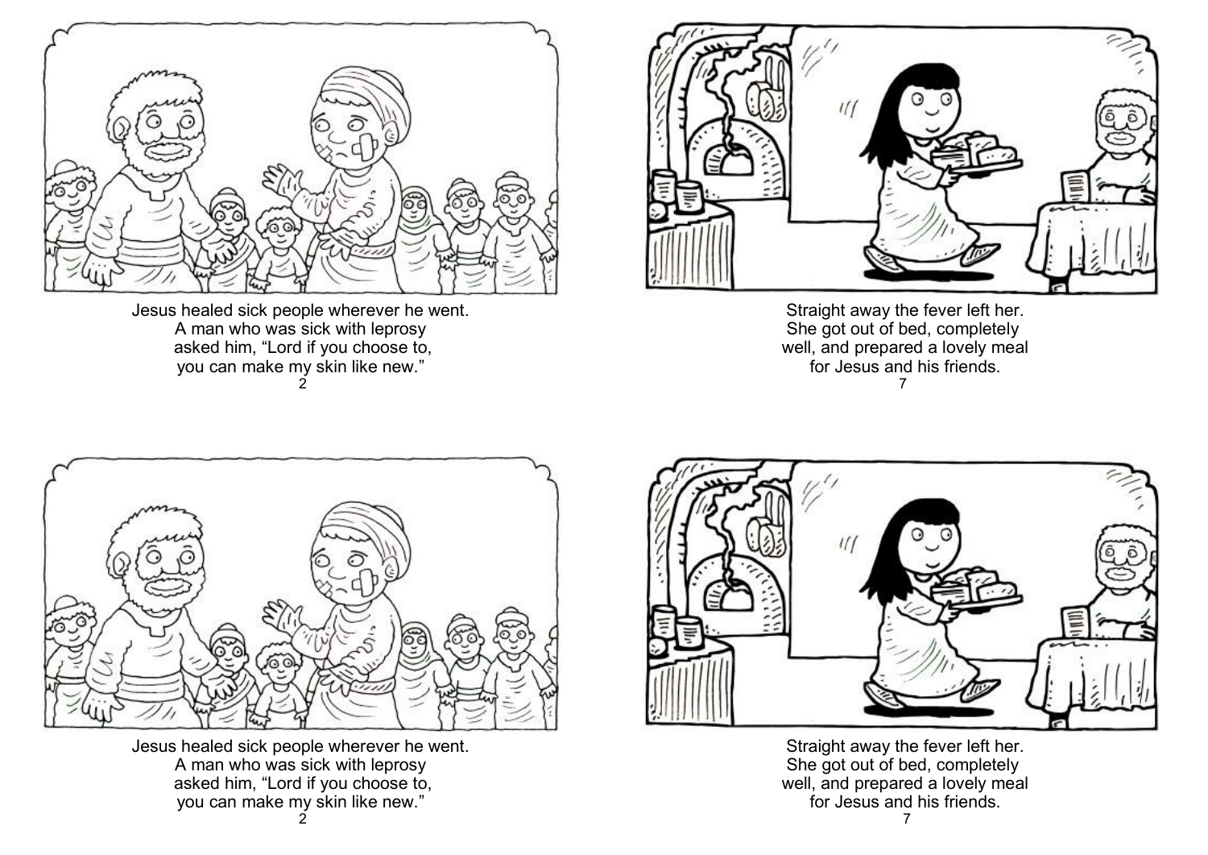Jesus healed sick people wherever he went.
A man who was sick with leprosy
asked him, "Lord if you choose to,
you can make my skin like new."

Straight away the fever left her.
She got out of bed, completely
well, and prepared a lovely meal
for Jesus and his friends.

Jesus healed sick people wherever he went.
A man who was sick with leprosy
asked him, "Lord if you choose to,
you can make my skin like new."

Straight away the fever left her.
She got out of bed, completely
well, and prepared a lovely meal
for Jesus and his friends.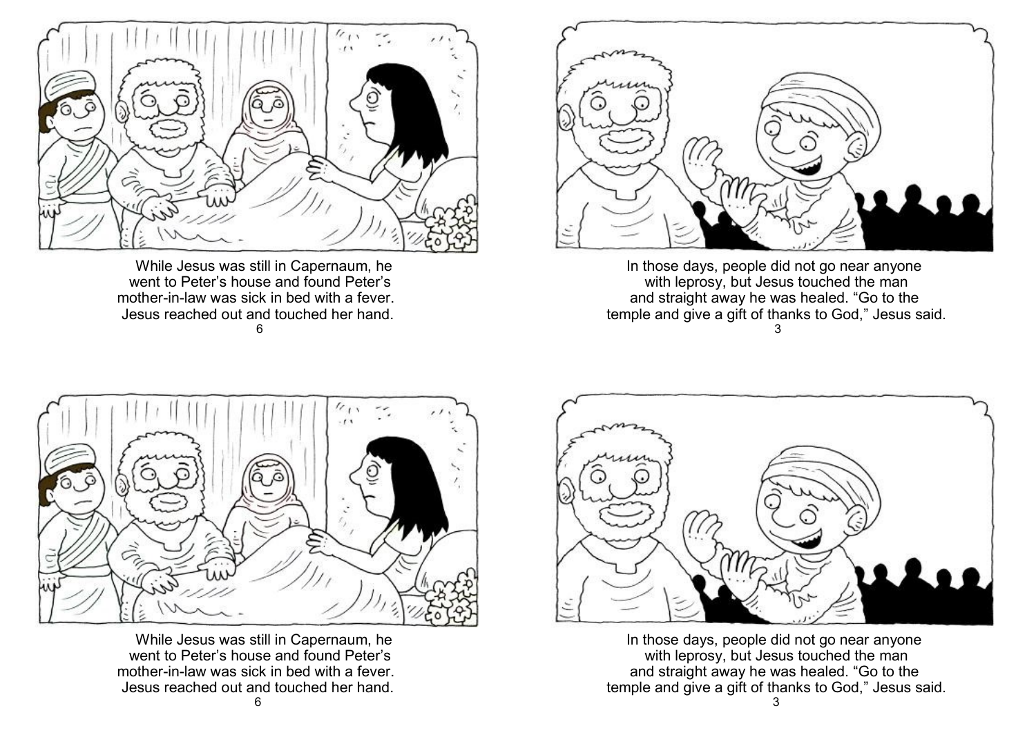While Jesus was still in Capernaum, he went to Peter's house and found Peter's mother-in-law was sick in bed with a fever. Jesus reached out and touched her hand.

In those days, people did not go near anyone with leprosy, but Jesus touched the man and straight away he was healed. "Go to the temple and give a gift of thanks to God," Jesus said.

While Jesus was still in Capernaum, he went to Peter's house and found Peter's mother-in-law was sick in bed with a fever. Jesus reached out and touched her hand.

In those days, people did not go near anyone with leprosy, but Jesus touched the man and straight away he was healed. "Go to the temple and give a gift of thanks to God," Jesus said.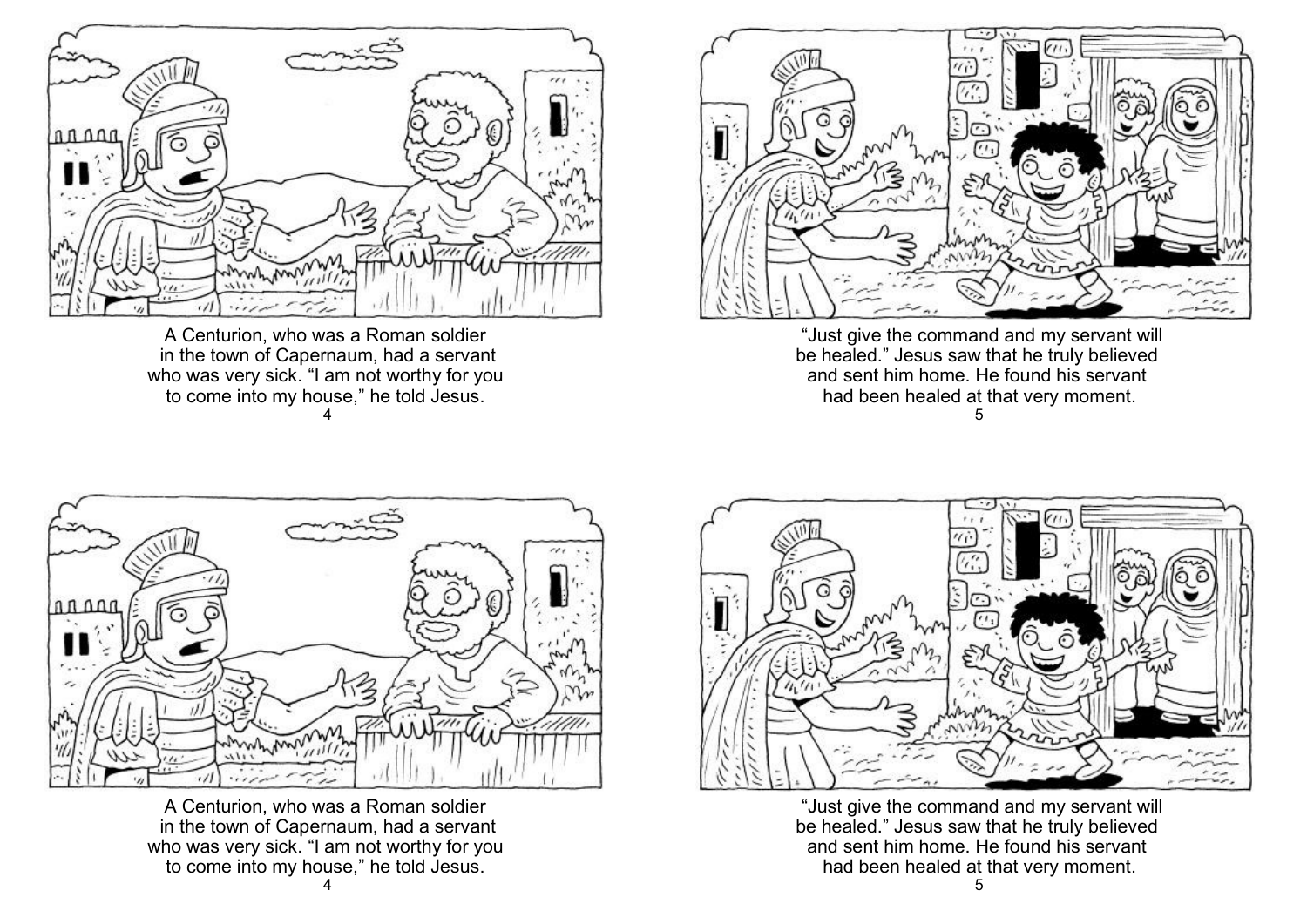A Centurion, who was a Roman soldier in the town of Capernaum, had a servant who was very sick. "I am not worthy for you to come into my house," he told Jesus.

"Just give the command and my servant will be healed." Jesus saw that he truly believed and sent him home. He found his servant had been healed at that very moment.

A Centurion, who was a Roman soldier in the town of Capernaum, had a servant who was very sick. "I am not worthy for you to come into my house," he told Jesus.

"Just give the command and my servant will be healed." Jesus saw that he truly believed and sent him home. He found his servant had been healed at that very moment.